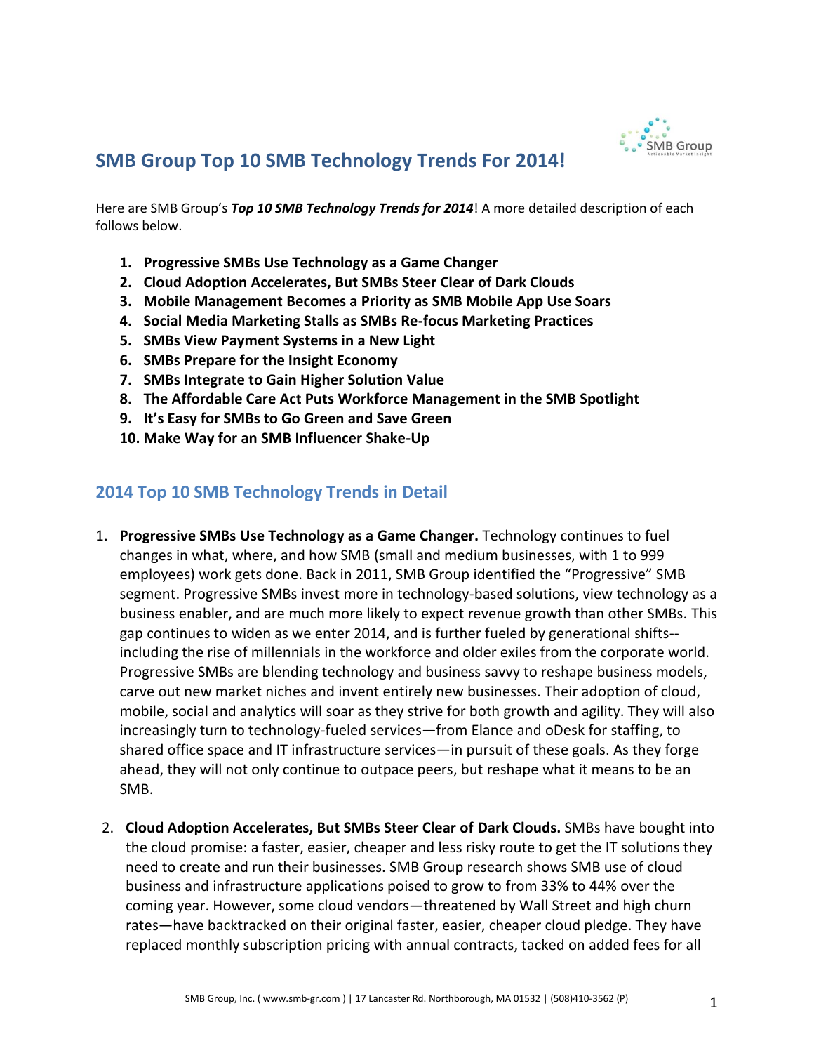## SMB Group Top 10 SMB Technology Trends For 2014!

Here are SMB Group's ***Top 10 SMB Technology Trends for 2014***! A more detailed description of each follows below.

1. **Progressive SMBs Use Technology as a Game Changer**
2. **Cloud Adoption Accelerates, But SMBs Steer Clear of Dark Clouds**
3. **Mobile Management Becomes a Priority as SMB Mobile App Use Soars**
4. **Social Media Marketing Stalls as SMBs Re-focus Marketing Practices**
5. **SMBs View Payment Systems in a New Light**
6. **SMBs Prepare for the Insight Economy**
7. **SMBs Integrate to Gain Higher Solution Value**
8. **The Affordable Care Act Puts Workforce Management in the SMB Spotlight**
9. **It's Easy for SMBs to Go Green and Save Green**
10. **Make Way for an SMB Influencer Shake-Up**

### 2014 Top 10 SMB Technology Trends in Detail

1. **Progressive SMBs Use Technology as a Game Changer.** Technology continues to fuel changes in what, where, and how SMB (small and medium businesses, with 1 to 999 employees) work gets done. Back in 2011, SMB Group identified the "Progressive" SMB segment. Progressive SMBs invest more in technology-based solutions, view technology as a business enabler, and are much more likely to expect revenue growth than other SMBs. This gap continues to widen as we enter 2014, and is further fueled by generational shifts--including the rise of millennials in the workforce and older exiles from the corporate world. Progressive SMBs are blending technology and business savvy to reshape business models, carve out new market niches and invent entirely new businesses. Their adoption of cloud, mobile, social and analytics will soar as they strive for both growth and agility. They will also increasingly turn to technology-fueled services—from Elance and oDesk for staffing, to shared office space and IT infrastructure services—in pursuit of these goals. As they forge ahead, they will not only continue to outpace peers, but reshape what it means to be an SMB.

2. **Cloud Adoption Accelerates, But SMBs Steer Clear of Dark Clouds.** SMBs have bought into the cloud promise: a faster, easier, cheaper and less risky route to get the IT solutions they need to create and run their businesses. SMB Group research shows SMB use of cloud business and infrastructure applications poised to grow to from 33% to 44% over the coming year. However, some cloud vendors—threatened by Wall Street and high churn rates—have backtracked on their original faster, easier, cheaper cloud pledge. They have replaced monthly subscription pricing with annual contracts, tacked on added fees for all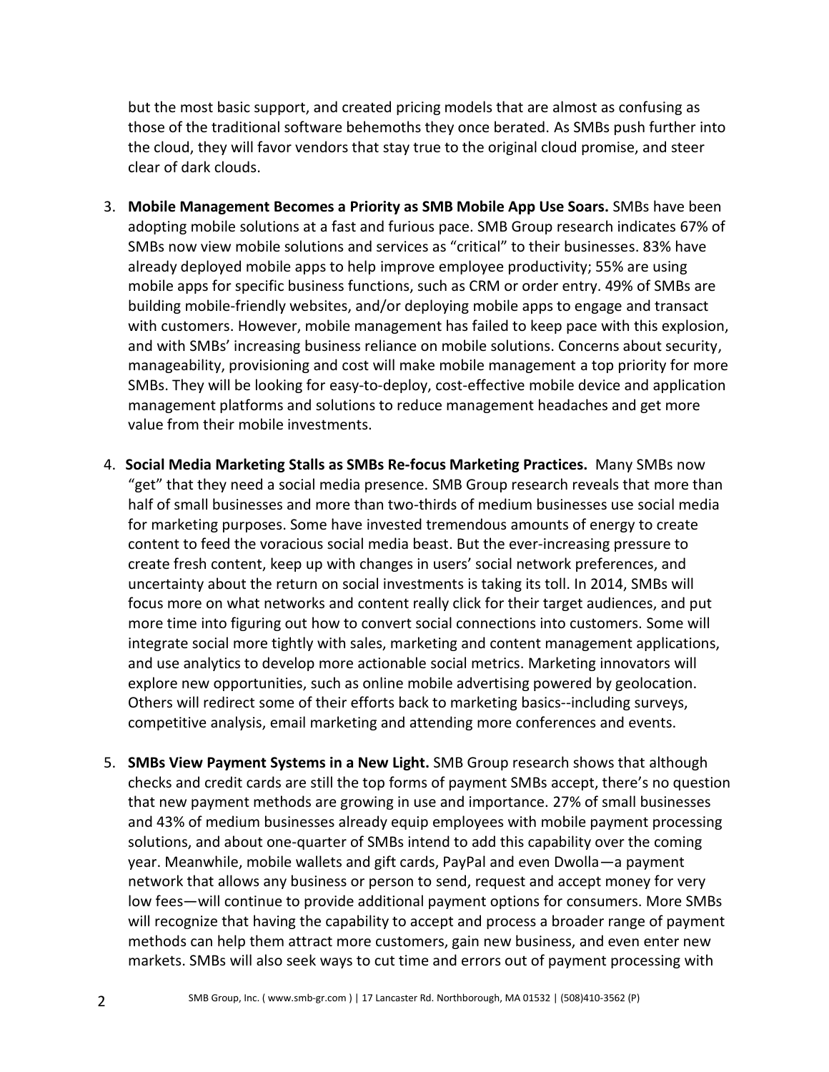but the most basic support, and created pricing models that are almost as confusing as those of the traditional software behemoths they once berated. As SMBs push further into the cloud, they will favor vendors that stay true to the original cloud promise, and steer clear of dark clouds.

3. **Mobile Management Becomes a Priority as SMB Mobile App Use Soars.** SMBs have been adopting mobile solutions at a fast and furious pace. SMB Group research indicates 67% of SMBs now view mobile solutions and services as "critical" to their businesses. 83% have already deployed mobile apps to help improve employee productivity; 55% are using mobile apps for specific business functions, such as CRM or order entry. 49% of SMBs are building mobile-friendly websites, and/or deploying mobile apps to engage and transact with customers. However, mobile management has failed to keep pace with this explosion, and with SMBs' increasing business reliance on mobile solutions. Concerns about security, manageability, provisioning and cost will make mobile management a top priority for more SMBs. They will be looking for easy-to-deploy, cost-effective mobile device and application management platforms and solutions to reduce management headaches and get more value from their mobile investments.

4. **Social Media Marketing Stalls as SMBs Re-focus Marketing Practices.** Many SMBs now "get" that they need a social media presence. SMB Group research reveals that more than half of small businesses and more than two-thirds of medium businesses use social media for marketing purposes. Some have invested tremendous amounts of energy to create content to feed the voracious social media beast. But the ever-increasing pressure to create fresh content, keep up with changes in users' social network preferences, and uncertainty about the return on social investments is taking its toll. In 2014, SMBs will focus more on what networks and content really click for their target audiences, and put more time into figuring out how to convert social connections into customers. Some will integrate social more tightly with sales, marketing and content management applications, and use analytics to develop more actionable social metrics. Marketing innovators will explore new opportunities, such as online mobile advertising powered by geolocation. Others will redirect some of their efforts back to marketing basics--including surveys, competitive analysis, email marketing and attending more conferences and events.

5. **SMBs View Payment Systems in a New Light.** SMB Group research shows that although checks and credit cards are still the top forms of payment SMBs accept, there's no question that new payment methods are growing in use and importance. 27% of small businesses and 43% of medium businesses already equip employees with mobile payment processing solutions, and about one-quarter of SMBs intend to add this capability over the coming year. Meanwhile, mobile wallets and gift cards, PayPal and even Dwolla—a payment network that allows any business or person to send, request and accept money for very low fees—will continue to provide additional payment options for consumers. More SMBs will recognize that having the capability to accept and process a broader range of payment methods can help them attract more customers, gain new business, and even enter new markets. SMBs will also seek ways to cut time and errors out of payment processing with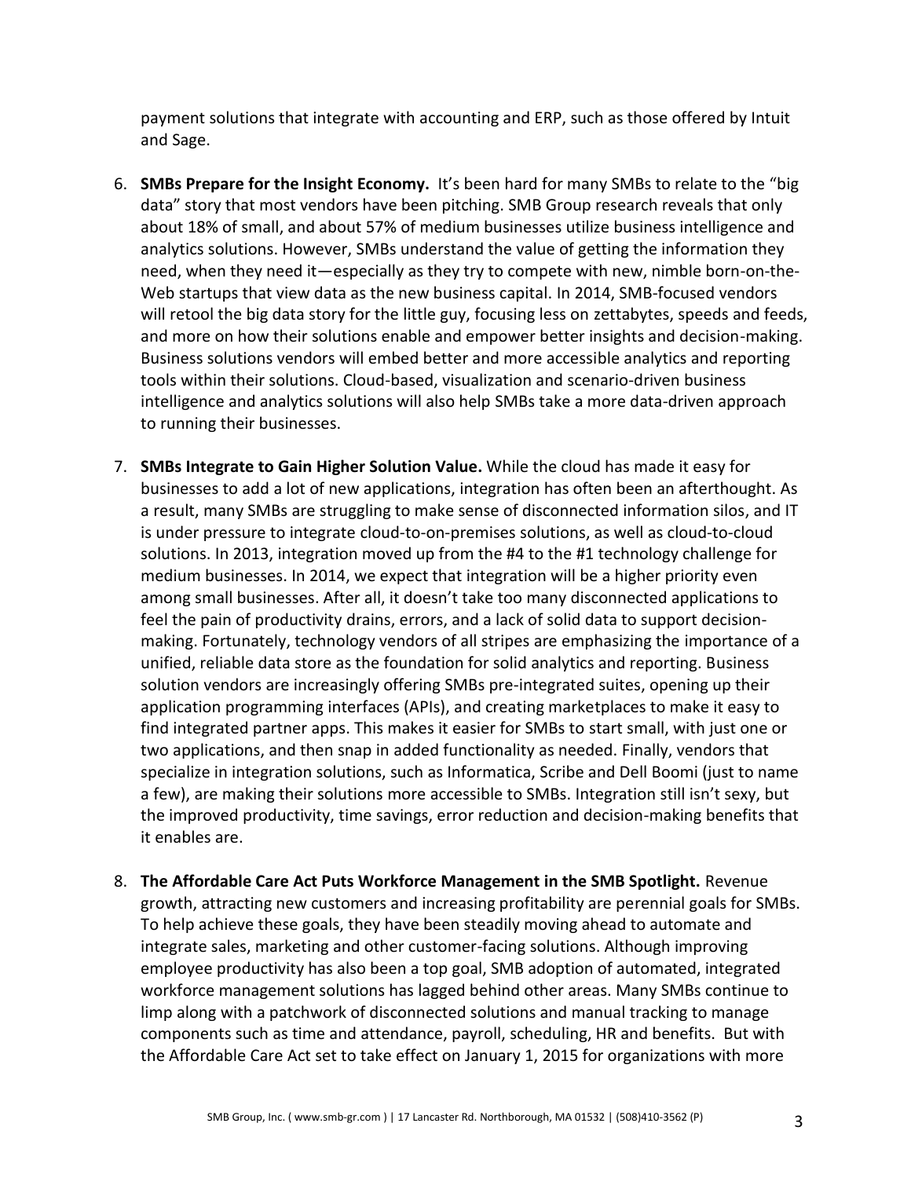payment solutions that integrate with accounting and ERP, such as those offered by Intuit and Sage.

6. **SMBs Prepare for the Insight Economy.** It's been hard for many SMBs to relate to the "big data" story that most vendors have been pitching. SMB Group research reveals that only about 18% of small, and about 57% of medium businesses utilize business intelligence and analytics solutions. However, SMBs understand the value of getting the information they need, when they need it—especially as they try to compete with new, nimble born-on-the-Web startups that view data as the new business capital. In 2014, SMB-focused vendors will retool the big data story for the little guy, focusing less on zettabytes, speeds and feeds, and more on how their solutions enable and empower better insights and decision-making. Business solutions vendors will embed better and more accessible analytics and reporting tools within their solutions. Cloud-based, visualization and scenario-driven business intelligence and analytics solutions will also help SMBs take a more data-driven approach to running their businesses.

7. **SMBs Integrate to Gain Higher Solution Value.** While the cloud has made it easy for businesses to add a lot of new applications, integration has often been an afterthought. As a result, many SMBs are struggling to make sense of disconnected information silos, and IT is under pressure to integrate cloud-to-on-premises solutions, as well as cloud-to-cloud solutions. In 2013, integration moved up from the #4 to the #1 technology challenge for medium businesses. In 2014, we expect that integration will be a higher priority even among small businesses. After all, it doesn't take too many disconnected applications to feel the pain of productivity drains, errors, and a lack of solid data to support decision-making. Fortunately, technology vendors of all stripes are emphasizing the importance of a unified, reliable data store as the foundation for solid analytics and reporting. Business solution vendors are increasingly offering SMBs pre-integrated suites, opening up their application programming interfaces (APIs), and creating marketplaces to make it easy to find integrated partner apps. This makes it easier for SMBs to start small, with just one or two applications, and then snap in added functionality as needed. Finally, vendors that specialize in integration solutions, such as Informatica, Scribe and Dell Boomi (just to name a few), are making their solutions more accessible to SMBs. Integration still isn't sexy, but the improved productivity, time savings, error reduction and decision-making benefits that it enables are.

8. **The Affordable Care Act Puts Workforce Management in the SMB Spotlight.** Revenue growth, attracting new customers and increasing profitability are perennial goals for SMBs. To help achieve these goals, they have been steadily moving ahead to automate and integrate sales, marketing and other customer-facing solutions. Although improving employee productivity has also been a top goal, SMB adoption of automated, integrated workforce management solutions has lagged behind other areas. Many SMBs continue to limp along with a patchwork of disconnected solutions and manual tracking to manage components such as time and attendance, payroll, scheduling, HR and benefits. But with the Affordable Care Act set to take effect on January 1, 2015 for organizations with more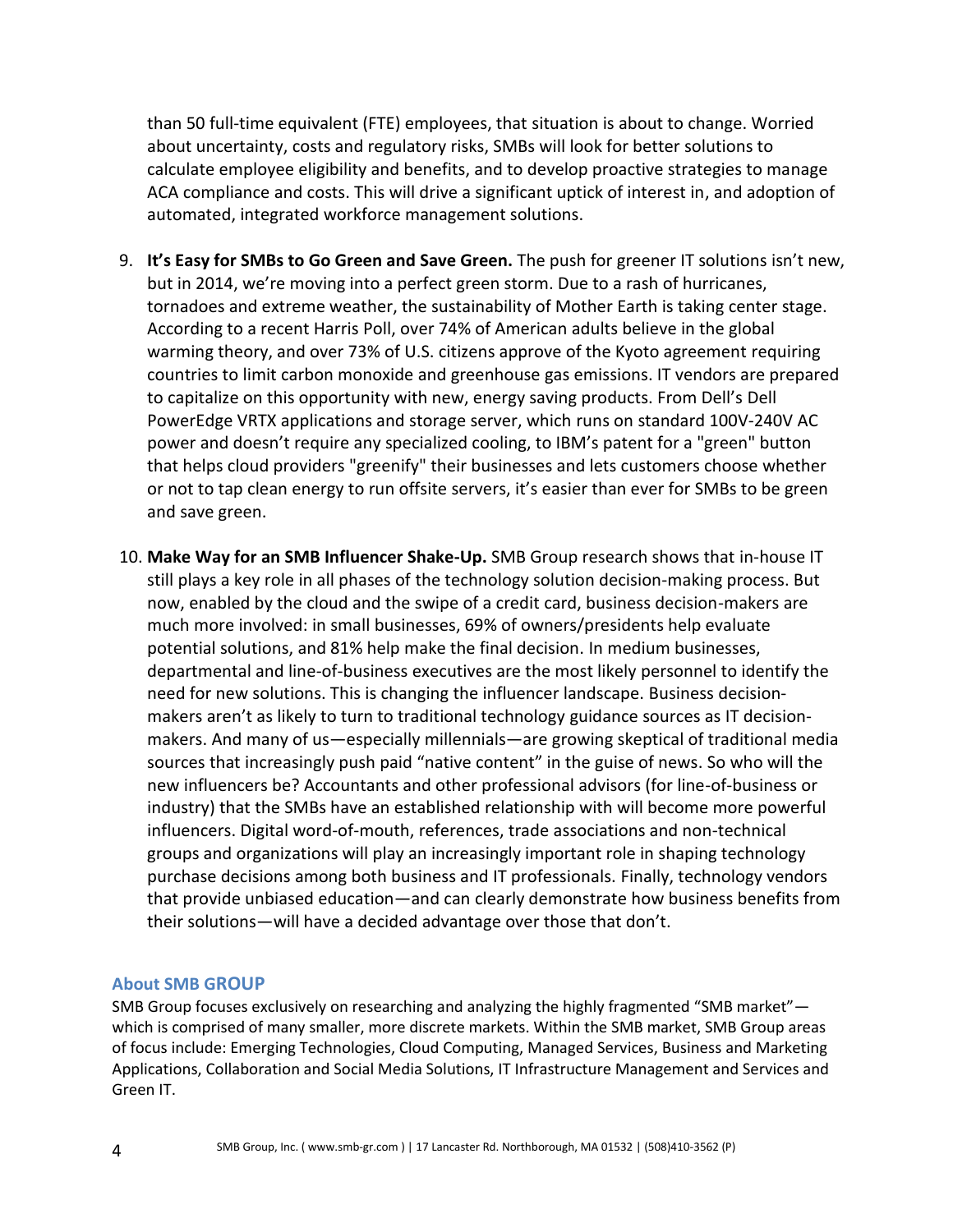than 50 full-time equivalent (FTE) employees, that situation is about to change. Worried about uncertainty, costs and regulatory risks, SMBs will look for better solutions to calculate employee eligibility and benefits, and to develop proactive strategies to manage ACA compliance and costs. This will drive a significant uptick of interest in, and adoption of automated, integrated workforce management solutions.

9. **It's Easy for SMBs to Go Green and Save Green.** The push for greener IT solutions isn't new, but in 2014, we're moving into a perfect green storm. Due to a rash of hurricanes, tornadoes and extreme weather, the sustainability of Mother Earth is taking center stage. According to a recent Harris Poll, over 74% of American adults believe in the global warming theory, and over 73% of U.S. citizens approve of the Kyoto agreement requiring countries to limit carbon monoxide and greenhouse gas emissions. IT vendors are prepared to capitalize on this opportunity with new, energy saving products. From Dell's Dell PowerEdge VRTX applications and storage server, which runs on standard 100V-240V AC power and doesn't require any specialized cooling, to IBM's patent for a "green" button that helps cloud providers "greenify" their businesses and lets customers choose whether or not to tap clean energy to run offsite servers, it's easier than ever for SMBs to be green and save green.

10. **Make Way for an SMB Influencer Shake-Up.** SMB Group research shows that in-house IT still plays a key role in all phases of the technology solution decision-making process. But now, enabled by the cloud and the swipe of a credit card, business decision-makers are much more involved: in small businesses, 69% of owners/presidents help evaluate potential solutions, and 81% help make the final decision. In medium businesses, departmental and line-of-business executives are the most likely personnel to identify the need for new solutions. This is changing the influencer landscape. Business decision-makers aren't as likely to turn to traditional technology guidance sources as IT decision-makers. And many of us—especially millennials—are growing skeptical of traditional media sources that increasingly push paid "native content" in the guise of news. So who will the new influencers be? Accountants and other professional advisors (for line-of-business or industry) that the SMBs have an established relationship with will become more powerful influencers. Digital word-of-mouth, references, trade associations and non-technical groups and organizations will play an increasingly important role in shaping technology purchase decisions among both business and IT professionals. Finally, technology vendors that provide unbiased education—and can clearly demonstrate how business benefits from their solutions—will have a decided advantage over those that don't.

### About SMB GROUP

SMB Group focuses exclusively on researching and analyzing the highly fragmented "SMB market"—which is comprised of many smaller, more discrete markets. Within the SMB market, SMB Group areas of focus include: Emerging Technologies, Cloud Computing, Managed Services, Business and Marketing Applications, Collaboration and Social Media Solutions, IT Infrastructure Management and Services and Green IT.